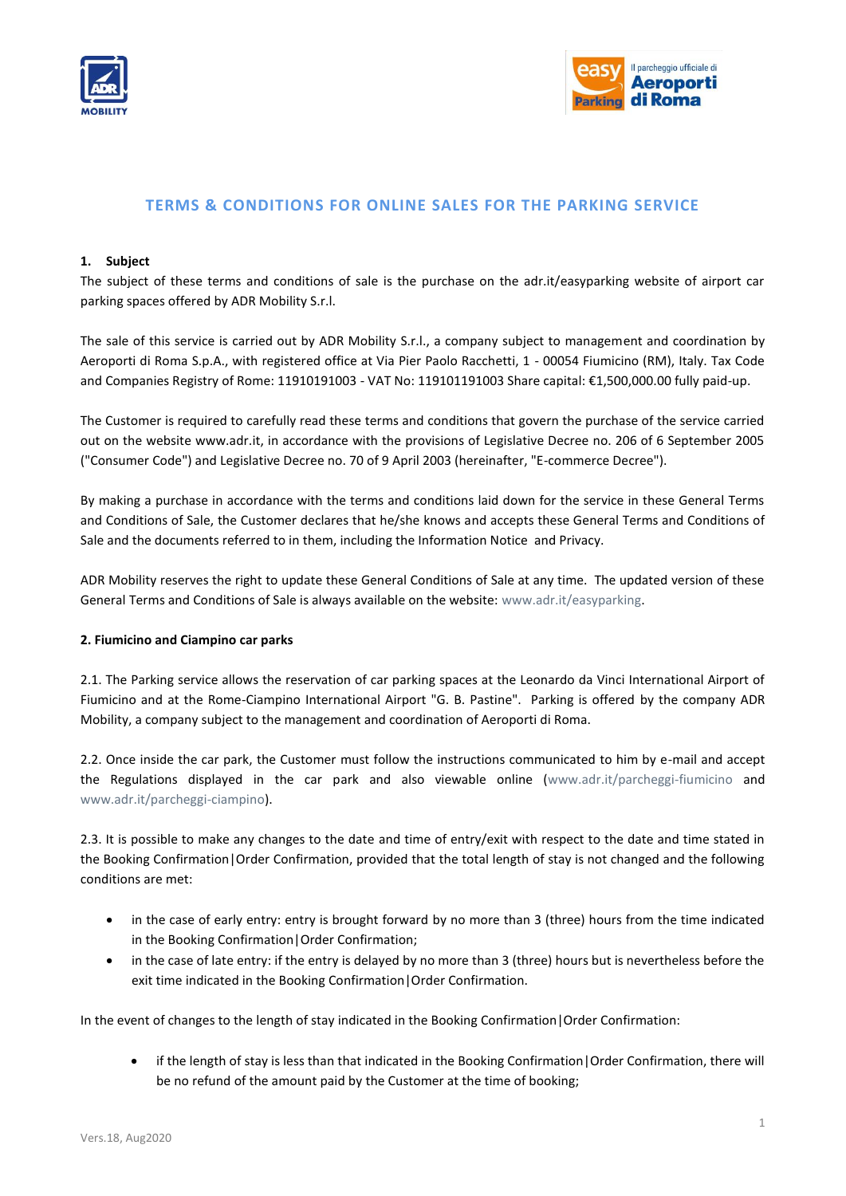# TERMS & CONDITIONS FOR ONLINE SALES FOR THE PARKING SERVICE

## 1. Subject

The subject of these terms and conditions of sale is the purchase on the adr.it/easyparking website of airport car parking spaces offered by ADR Mobility S.r.l.

The sale of this service is carried out by ADR Mobility S.r.l., a company subject to management and coordination by Aeroporti di Roma S.p.A., with registered office at Via Pier Paolo Racchetti, 1 - 00054 Fiumicino (RM), Italy. Tax Code and Companies Registry of Rome: 11910191003 - VAT No: 119101191003 Share capital: €1,500,000.00 fully paid-up.

The Customer is required to carefully read these terms and conditions that govern the purchase of the service carried out on the website www.adr.it, in accordance with the provisions of Legislative Decree no. 206 of 6 September 2005 ("Consumer Code") and Legislative Decree no. 70 of 9 April 2003 (hereinafter, "E-commerce Decree").

By making a purchase in accordance with the terms and conditions laid down for the service in these General Terms and Conditions of Sale, the Customer declares that he/she knows and accepts these General Terms and Conditions of Sale and the documents referred to in them, including the Information Notice and Privacy.

ADR Mobility reserves the right to update these General Conditions of Sale at any time. The updated version of these General Terms and Conditions of Sale is always available on the website: www.adr.it/easyparking.

## 2. Fiumicino and Ciampino car parks

2.1. The Parking service allows the reservation of car parking spaces at the Leonardo da Vinci International Airport of Fiumicino and at the Rome-Ciampino International Airport "G. B. Pastine". Parking is offered by the company ADR Mobility, a company subject to the management and coordination of Aeroporti di Roma.

2.2. Once inside the car park, the Customer must follow the instructions communicated to him by e-mail and accept the Regulations displayed in the car park and also viewable online (www.adr.it/parcheggi-fiumicino and www.adr.it/parcheggi-ciampino).

2.3. It is possible to make any changes to the date and time of entry/exit with respect to the date and time stated in the Booking Confirmation|Order Confirmation, provided that the total length of stay is not changed and the following conditions are met:

- in the case of early entry: entry is brought forward by no more than 3 (three) hours from the time indicated in the Booking Confirmation|Order Confirmation;
- in the case of late entry: if the entry is delayed by no more than 3 (three) hours but is nevertheless before the exit time indicated in the Booking Confirmation|Order Confirmation.

In the event of changes to the length of stay indicated in the Booking Confirmation|Order Confirmation:

- if the length of stay is less than that indicated in the Booking Confirmation|Order Confirmation, there will be no refund of the amount paid by the Customer at the time of booking;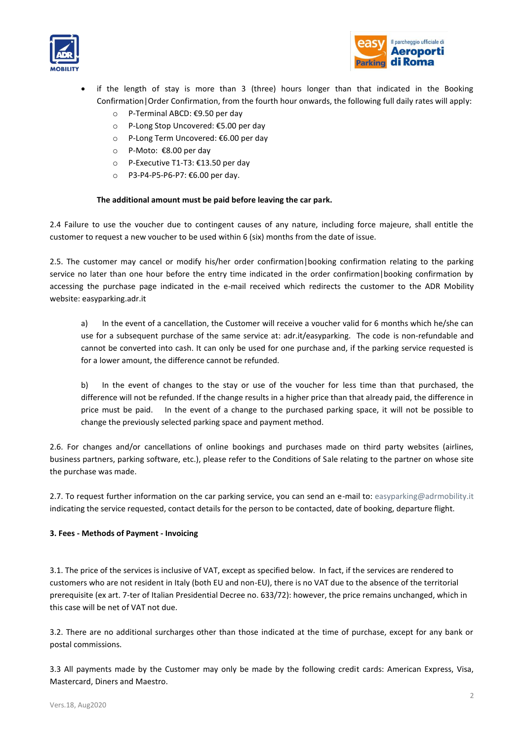- if the length of stay is more than 3 (three) hours longer than that indicated in the Booking Confirmation|Order Confirmation, from the fourth hour onwards, the following full daily rates will apply:
    - P-Terminal ABCD: €9.50 per day
    - P-Long Stop Uncovered: €5.00 per day
    - P-Long Term Uncovered: €6.00 per day
    - P-Moto: €8.00 per day
    - P-Executive T1-T3: €13.50 per day
    - P3-P4-P5-P6-P7: €6.00 per day.

  **The additional amount must be paid before leaving the car park.**

2.4 Failure to use the voucher due to contingent causes of any nature, including force majeure, shall entitle the customer to request a new voucher to be used within 6 (six) months from the date of issue.

2.5. The customer may cancel or modify his/her order confirmation|booking confirmation relating to the parking service no later than one hour before the entry time indicated in the order confirmation|booking confirmation by accessing the purchase page indicated in the e-mail received which redirects the customer to the ADR Mobility website: easyparking.adr.it

a) In the event of a cancellation, the Customer will receive a voucher valid for 6 months which he/she can use for a subsequent purchase of the same service at: adr.it/easyparking. The code is non-refundable and cannot be converted into cash. It can only be used for one purchase and, if the parking service requested is for a lower amount, the difference cannot be refunded.

b) In the event of changes to the stay or use of the voucher for less time than that purchased, the difference will not be refunded. If the change results in a higher price than that already paid, the difference in price must be paid. In the event of a change to the purchased parking space, it will not be possible to change the previously selected parking space and payment method.

2.6. For changes and/or cancellations of online bookings and purchases made on third party websites (airlines, business partners, parking software, etc.), please refer to the Conditions of Sale relating to the partner on whose site the purchase was made.

2.7. To request further information on the car parking service, you can send an e-mail to: easyparking@adrmobility.it indicating the service requested, contact details for the person to be contacted, date of booking, departure flight.

**3. Fees - Methods of Payment - Invoicing**

3.1. The price of the services is inclusive of VAT, except as specified below. In fact, if the services are rendered to customers who are not resident in Italy (both EU and non-EU), there is no VAT due to the absence of the territorial prerequisite (ex art. 7-ter of Italian Presidential Decree no. 633/72): however, the price remains unchanged, which in this case will be net of VAT not due.

3.2. There are no additional surcharges other than those indicated at the time of purchase, except for any bank or postal commissions.

3.3 All payments made by the Customer may only be made by the following credit cards: American Express, Visa, Mastercard, Diners and Maestro.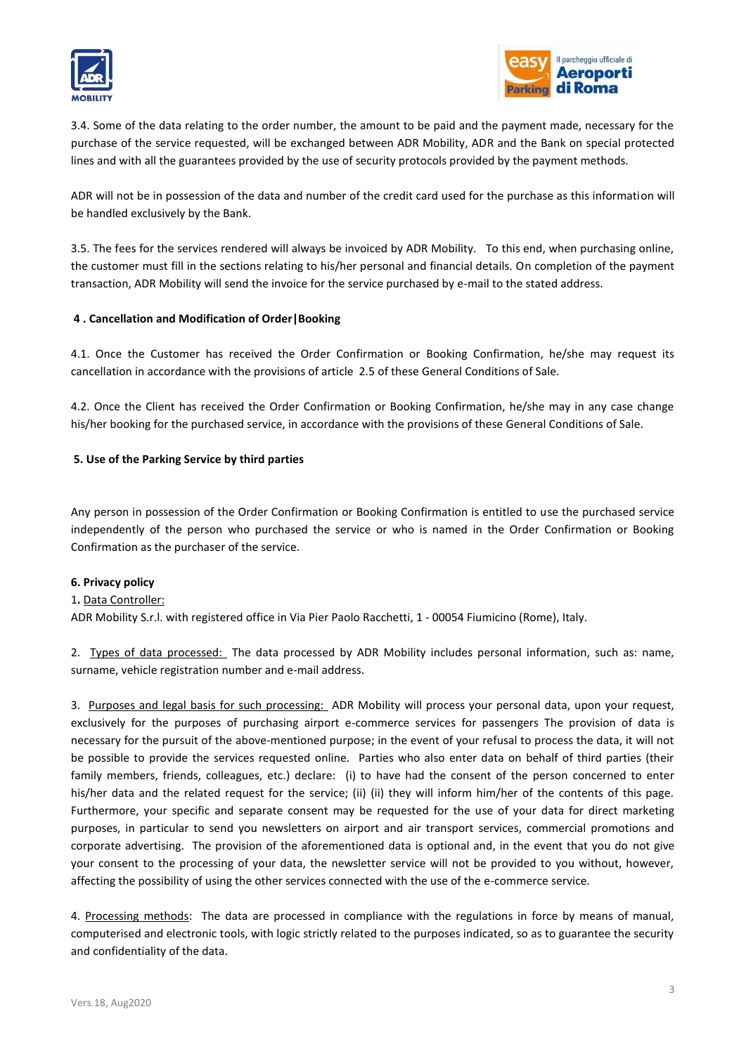3.4. Some of the data relating to the order number, the amount to be paid and the payment made, necessary for the purchase of the service requested, will be exchanged between ADR Mobility, ADR and the Bank on special protected lines and with all the guarantees provided by the use of security protocols provided by the payment methods.

ADR will not be in possession of the data and number of the credit card used for the purchase as this information will be handled exclusively by the Bank.

3.5. The fees for the services rendered will always be invoiced by ADR Mobility. To this end, when purchasing online, the customer must fill in the sections relating to his/her personal and financial details. On completion of the payment transaction, ADR Mobility will send the invoice for the service purchased by e-mail to the stated address.

**4 . Cancellation and Modification of Order|Booking**

4.1. Once the Customer has received the Order Confirmation or Booking Confirmation, he/she may request its cancellation in accordance with the provisions of article 2.5 of these General Conditions of Sale.

4.2. Once the Client has received the Order Confirmation or Booking Confirmation, he/she may in any case change his/her booking for the purchased service, in accordance with the provisions of these General Conditions of Sale.

**5. Use of the Parking Service by third parties**

Any person in possession of the Order Confirmation or Booking Confirmation is entitled to use the purchased service independently of the person who purchased the service or who is named in the Order Confirmation or Booking Confirmation as the purchaser of the service.

**6. Privacy policy**

1**.** Data Controller:
ADR Mobility S.r.l. with registered office in Via Pier Paolo Racchetti, 1 - 00054 Fiumicino (Rome), Italy.

2. Types of data processed: The data processed by ADR Mobility includes personal information, such as: name, surname, vehicle registration number and e-mail address.

3. Purposes and legal basis for such processing: ADR Mobility will process your personal data, upon your request, exclusively for the purposes of purchasing airport e-commerce services for passengers The provision of data is necessary for the pursuit of the above-mentioned purpose; in the event of your refusal to process the data, it will not be possible to provide the services requested online. Parties who also enter data on behalf of third parties (their family members, friends, colleagues, etc.) declare: (i) to have had the consent of the person concerned to enter his/her data and the related request for the service; (ii) (ii) they will inform him/her of the contents of this page. Furthermore, your specific and separate consent may be requested for the use of your data for direct marketing purposes, in particular to send you newsletters on airport and air transport services, commercial promotions and corporate advertising. The provision of the aforementioned data is optional and, in the event that you do not give your consent to the processing of your data, the newsletter service will not be provided to you without, however, affecting the possibility of using the other services connected with the use of the e-commerce service.

4. Processing methods: The data are processed in compliance with the regulations in force by means of manual, computerised and electronic tools, with logic strictly related to the purposes indicated, so as to guarantee the security and confidentiality of the data.

Vers.18, Aug2020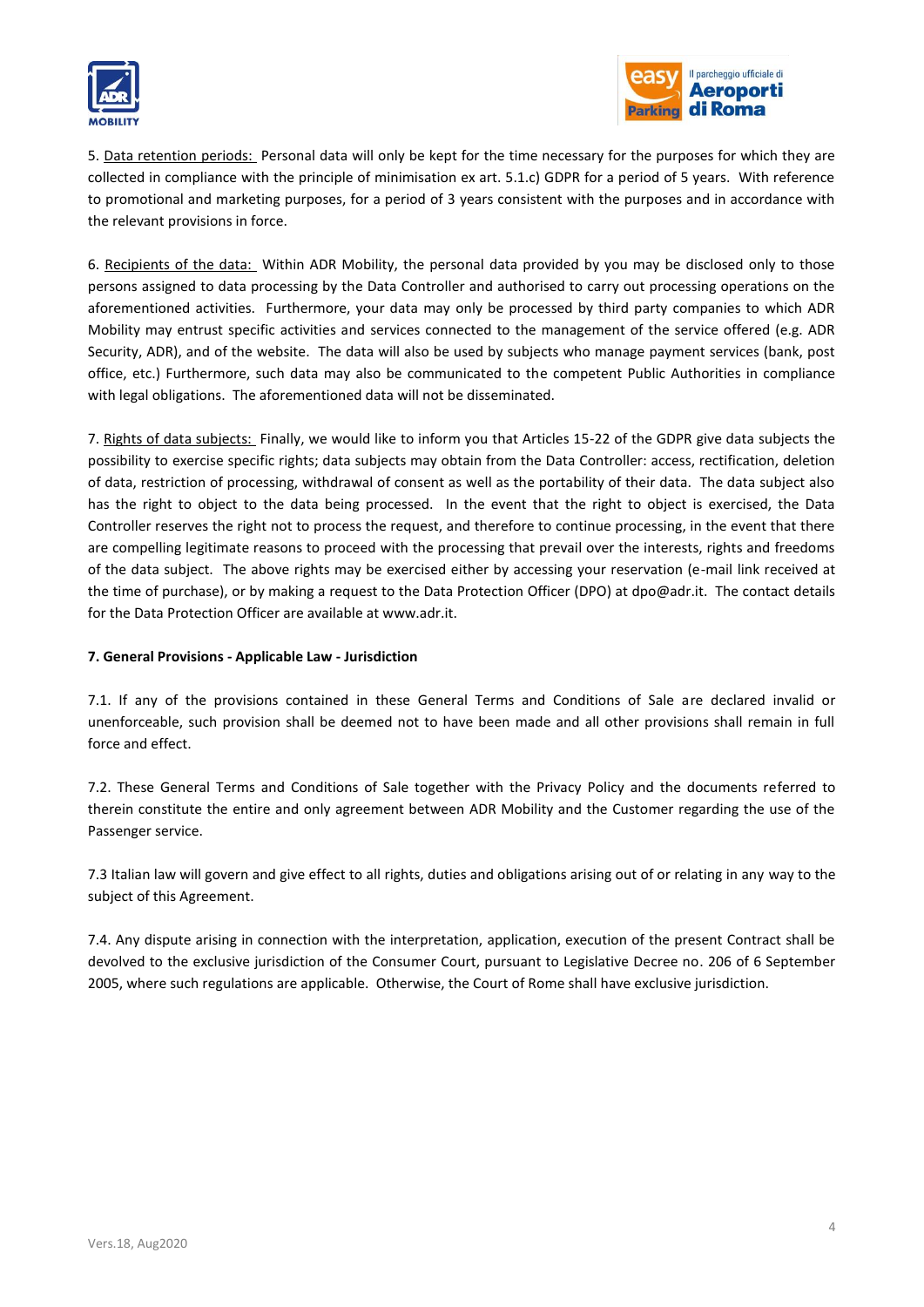5. Data retention periods: Personal data will only be kept for the time necessary for the purposes for which they are collected in compliance with the principle of minimisation ex art. 5.1.c) GDPR for a period of 5 years. With reference to promotional and marketing purposes, for a period of 3 years consistent with the purposes and in accordance with the relevant provisions in force.

6. Recipients of the data: Within ADR Mobility, the personal data provided by you may be disclosed only to those persons assigned to data processing by the Data Controller and authorised to carry out processing operations on the aforementioned activities. Furthermore, your data may only be processed by third party companies to which ADR Mobility may entrust specific activities and services connected to the management of the service offered (e.g. ADR Security, ADR), and of the website. The data will also be used by subjects who manage payment services (bank, post office, etc.) Furthermore, such data may also be communicated to the competent Public Authorities in compliance with legal obligations. The aforementioned data will not be disseminated.

7. Rights of data subjects: Finally, we would like to inform you that Articles 15-22 of the GDPR give data subjects the possibility to exercise specific rights; data subjects may obtain from the Data Controller: access, rectification, deletion of data, restriction of processing, withdrawal of consent as well as the portability of their data. The data subject also has the right to object to the data being processed. In the event that the right to object is exercised, the Data Controller reserves the right not to process the request, and therefore to continue processing, in the event that there are compelling legitimate reasons to proceed with the processing that prevail over the interests, rights and freedoms of the data subject. The above rights may be exercised either by accessing your reservation (e-mail link received at the time of purchase), or by making a request to the Data Protection Officer (DPO) at dpo@adr.it. The contact details for the Data Protection Officer are available at www.adr.it.

**7. General Provisions - Applicable Law - Jurisdiction**

7.1. If any of the provisions contained in these General Terms and Conditions of Sale are declared invalid or unenforceable, such provision shall be deemed not to have been made and all other provisions shall remain in full force and effect.

7.2. These General Terms and Conditions of Sale together with the Privacy Policy and the documents referred to therein constitute the entire and only agreement between ADR Mobility and the Customer regarding the use of the Passenger service.

7.3 Italian law will govern and give effect to all rights, duties and obligations arising out of or relating in any way to the subject of this Agreement.

7.4. Any dispute arising in connection with the interpretation, application, execution of the present Contract shall be devolved to the exclusive jurisdiction of the Consumer Court, pursuant to Legislative Decree no. 206 of 6 September 2005, where such regulations are applicable. Otherwise, the Court of Rome shall have exclusive jurisdiction.